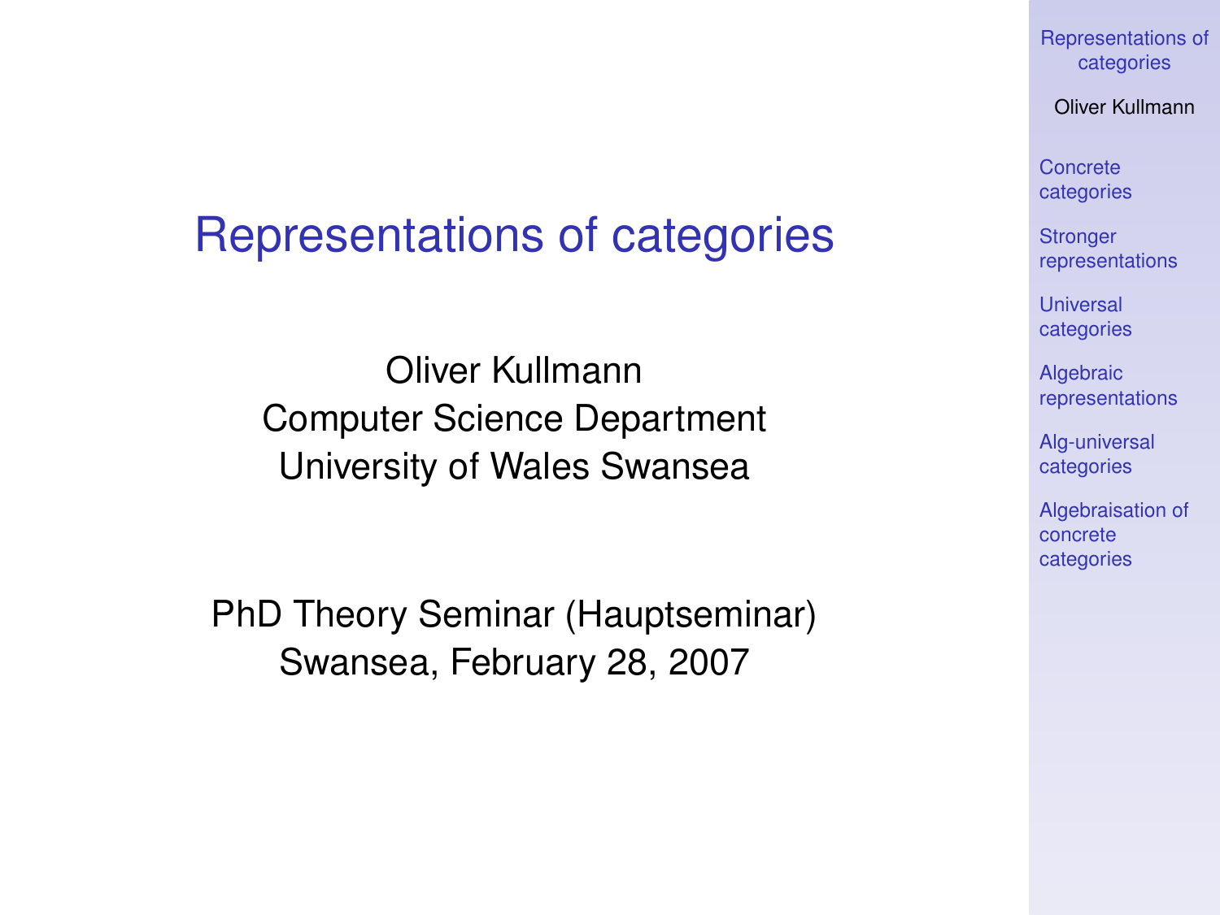# Representations of categories

Oliver Kullmann
Computer Science Department
University of Wales Swansea

PhD Theory Seminar (Hauptseminar)
Swansea, February 28, 2007

- Concrete categories
- Stronger representations
- Universal categories
- Algebraic representations
- Alg-universal categories
- Algebraisation of concrete categories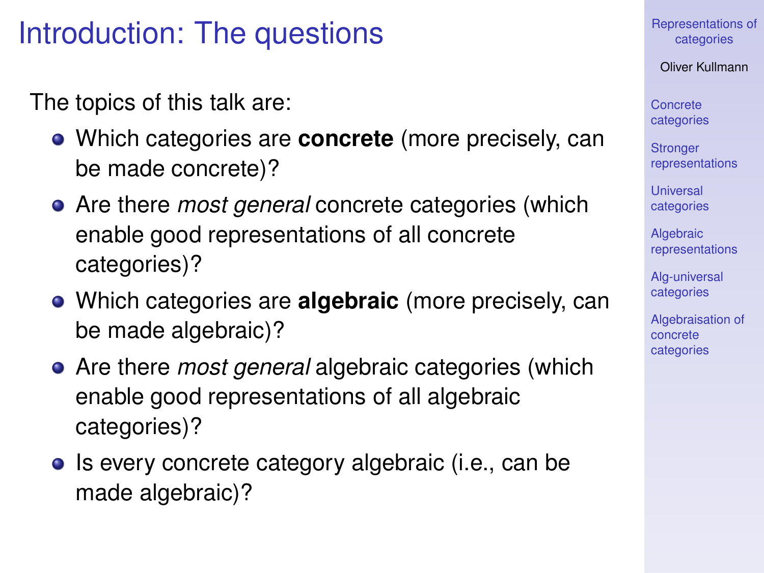# Introduction: The questions

The topics of this talk are:

- Which categories are **concrete** (more precisely, can be made concrete)?
- Are there *most general* concrete categories (which enable good representations of all concrete categories)?
- Which categories are **algebraic** (more precisely, can be made algebraic)?
- Are there *most general* algebraic categories (which enable good representations of all algebraic categories)?
- Is every concrete category algebraic (i.e., can be made algebraic)?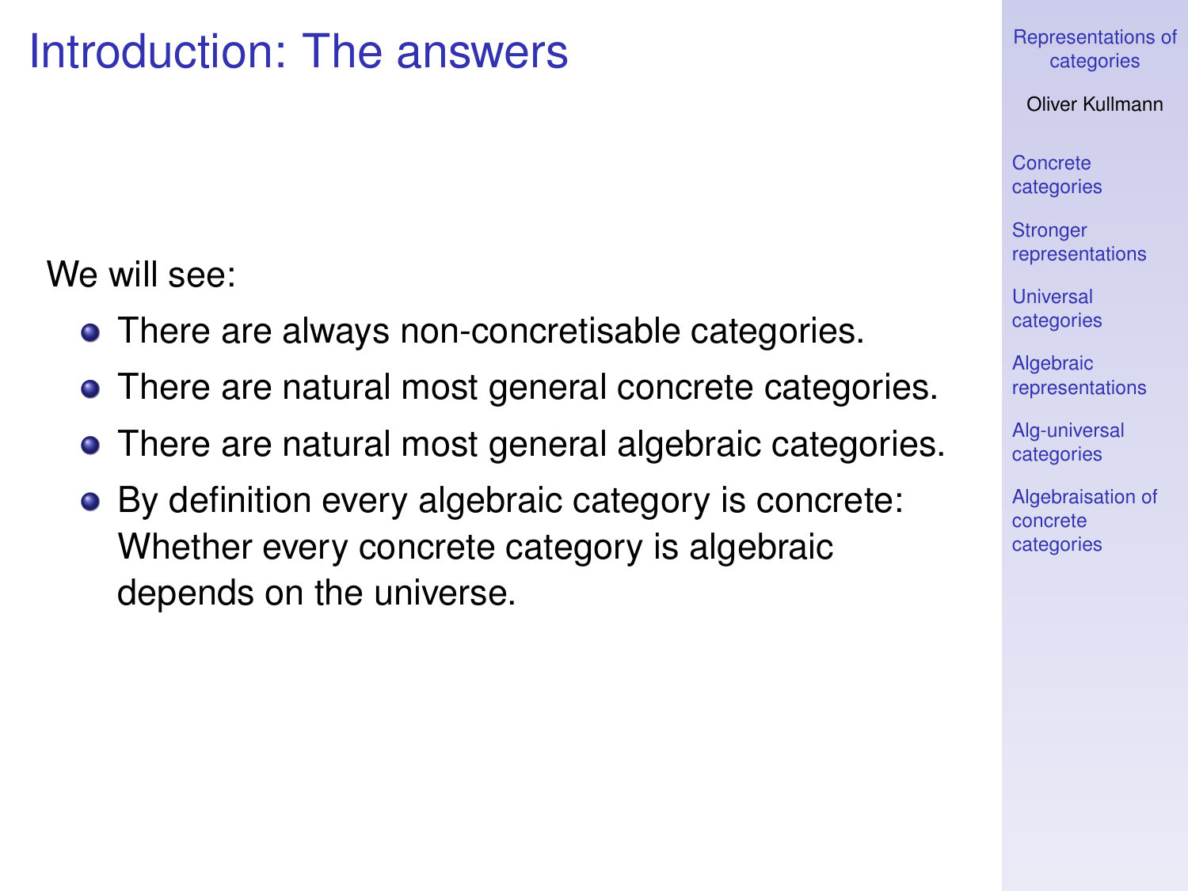# Introduction: The answers

We will see:

- There are always non-concretisable categories.
- There are natural most general concrete categories.
- There are natural most general algebraic categories.
- By definition every algebraic category is concrete: Whether every concrete category is algebraic depends on the universe.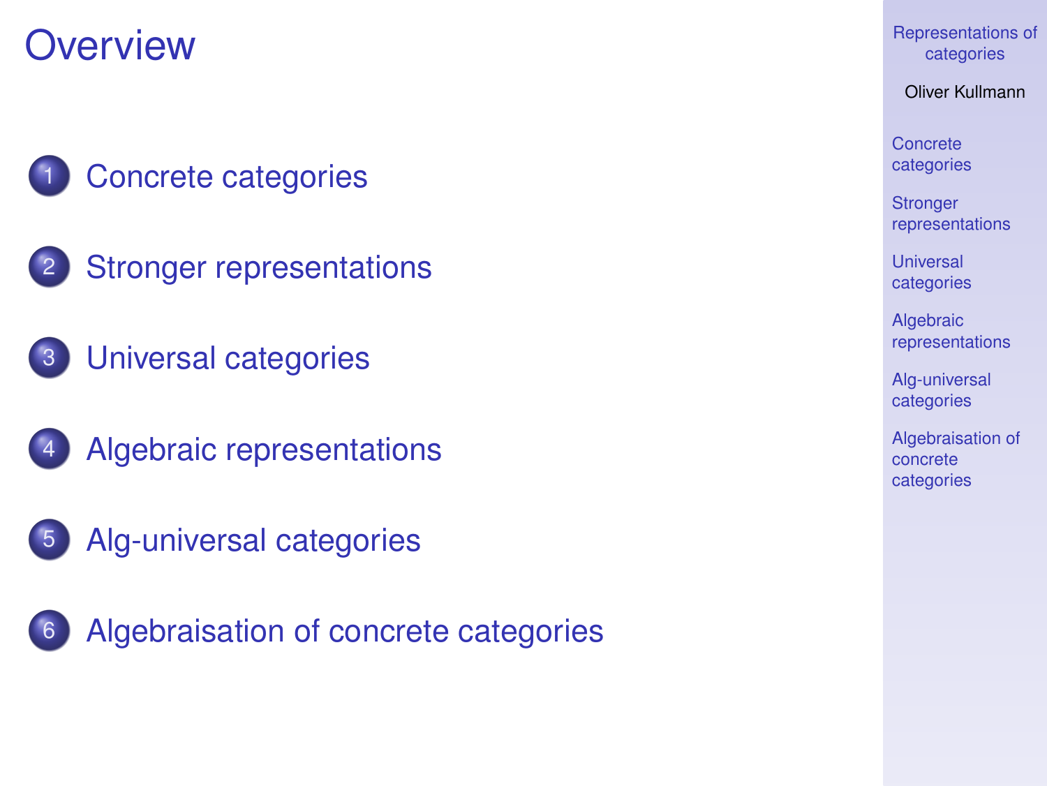# Overview

1. Concrete categories
2. Stronger representations
3. Universal categories
4. Algebraic representations
5. Alg-universal categories
6. Algebraisation of concrete categories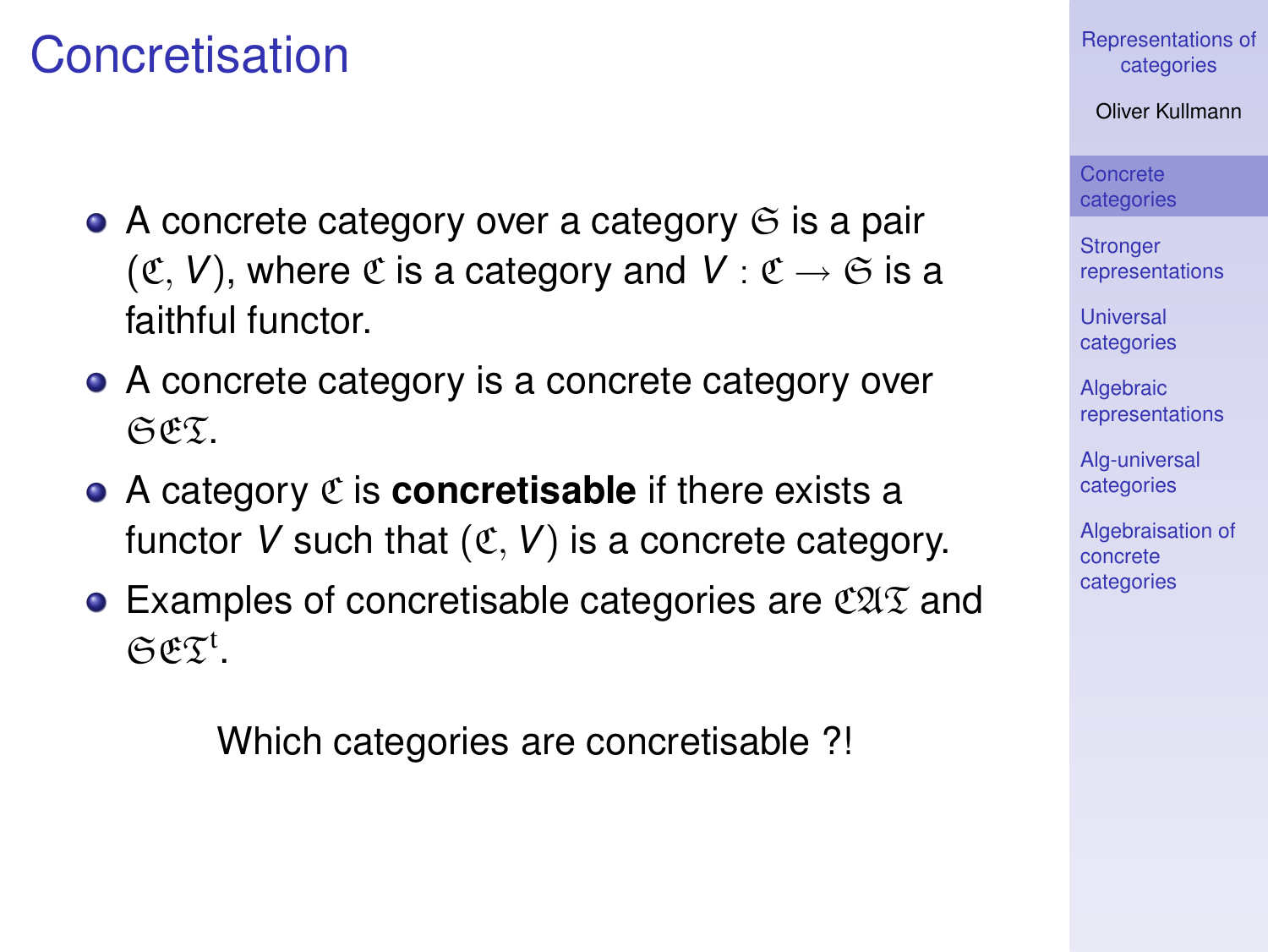# Concretisation

- A concrete category over a category $\mathfrak{S}$ is a pair $(\mathfrak{C}, V)$, where $\mathfrak{C}$ is a category and $V : \mathfrak{C} \to \mathfrak{S}$ is a faithful functor.
- A concrete category is a concrete category over $\mathfrak{SET}$.
- A category $\mathfrak{C}$ is **concretisable** if there exists a functor $V$ such that $(\mathfrak{C}, V)$ is a concrete category.
- Examples of concretisable categories are $\mathfrak{CAT}$ and $\mathfrak{SET}^{\mathrm{t}}$.

Which categories are concretisable ?!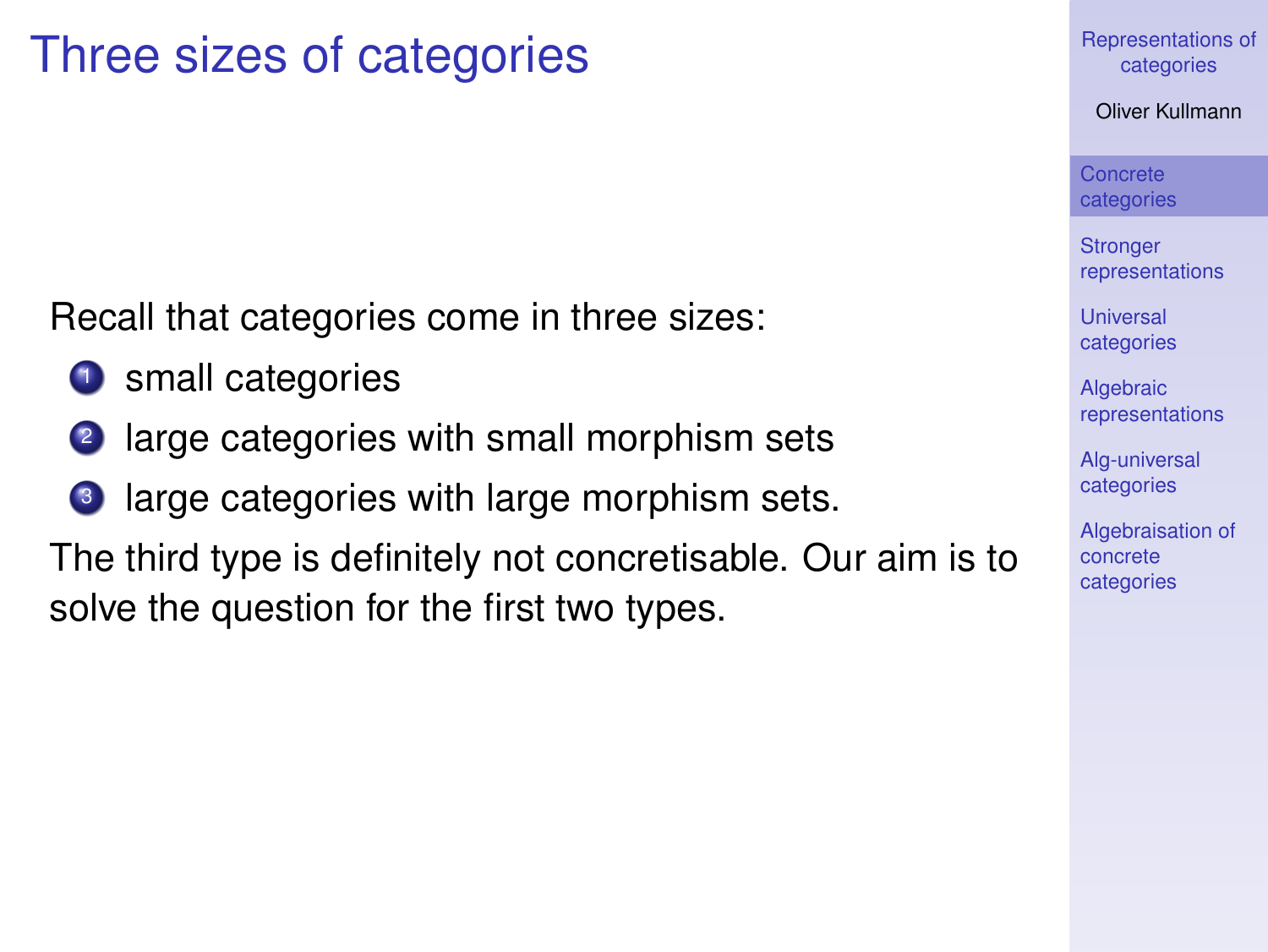# Three sizes of categories

Recall that categories come in three sizes:

1. small categories
2. large categories with small morphism sets
3. large categories with large morphism sets.

The third type is definitely not concretisable. Our aim is to solve the question for the first two types.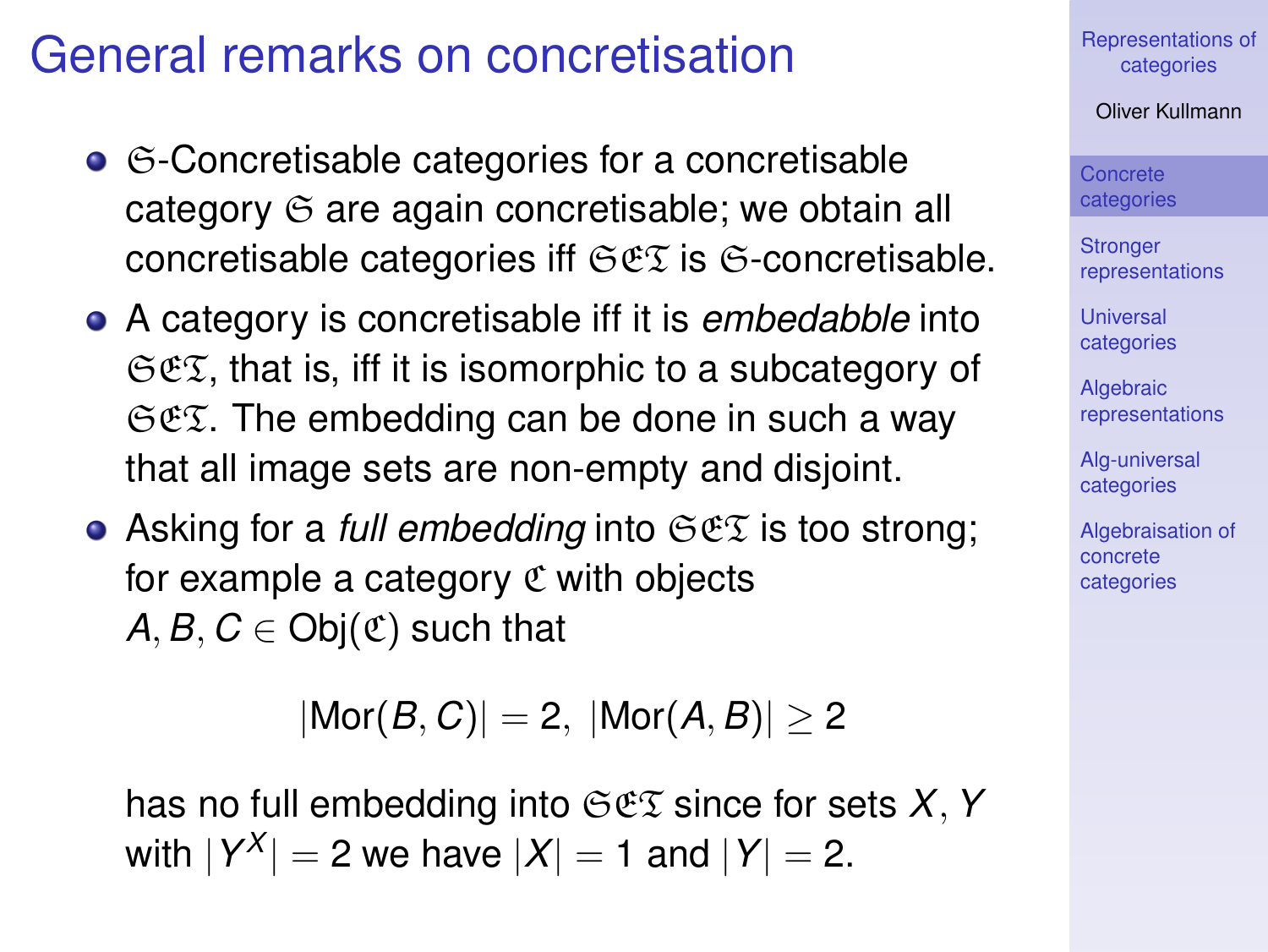# General remarks on concretisation

- $\mathfrak{S}$-Concretisable categories for a concretisable category $\mathfrak{S}$ are again concretisable; we obtain all concretisable categories iff $\mathfrak{SET}$ is $\mathfrak{S}$-concretisable.
- A category is concretisable iff it is *embedabble* into $\mathfrak{SET}$, that is, iff it is isomorphic to a subcategory of $\mathfrak{SET}$. The embedding can be done in such a way that all image sets are non-empty and disjoint.
- Asking for a *full embedding* into $\mathfrak{SET}$ is too strong; for example a category $\mathfrak{C}$ with objects $A, B, C \in \mathrm{Obj}(\mathfrak{C})$ such that

$$|\mathrm{Mor}(B, C)| = 2, \ |\mathrm{Mor}(A, B)| \geq 2$$

  has no full embedding into $\mathfrak{SET}$ since for sets $X, Y$ with $|Y^X| = 2$ we have $|X| = 1$ and $|Y| = 2$.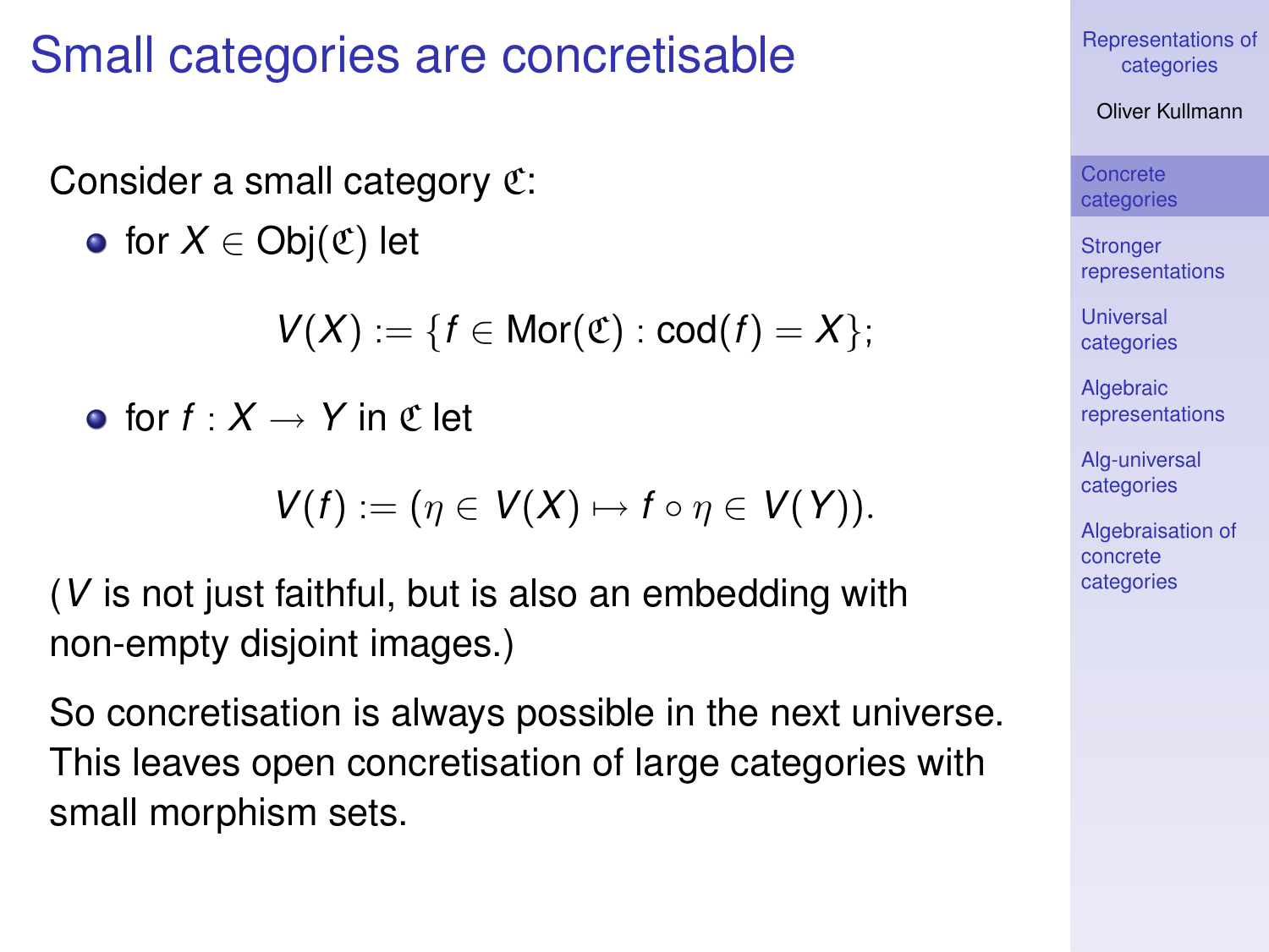# Small categories are concretisable

Consider a small category $\mathfrak{C}$:

- for $X \in \mathrm{Obj}(\mathfrak{C})$ let

$$V(X) := \{f \in \mathrm{Mor}(\mathfrak{C}) : \mathrm{cod}(f) = X\};$$

- for $f : X \to Y$ in $\mathfrak{C}$ let

$$V(f) := (\eta \in V(X) \mapsto f \circ \eta \in V(Y)).$$

($V$ is not just faithful, but is also an embedding with non-empty disjoint images.)

So concretisation is always possible in the next universe. This leaves open concretisation of large categories with small morphism sets.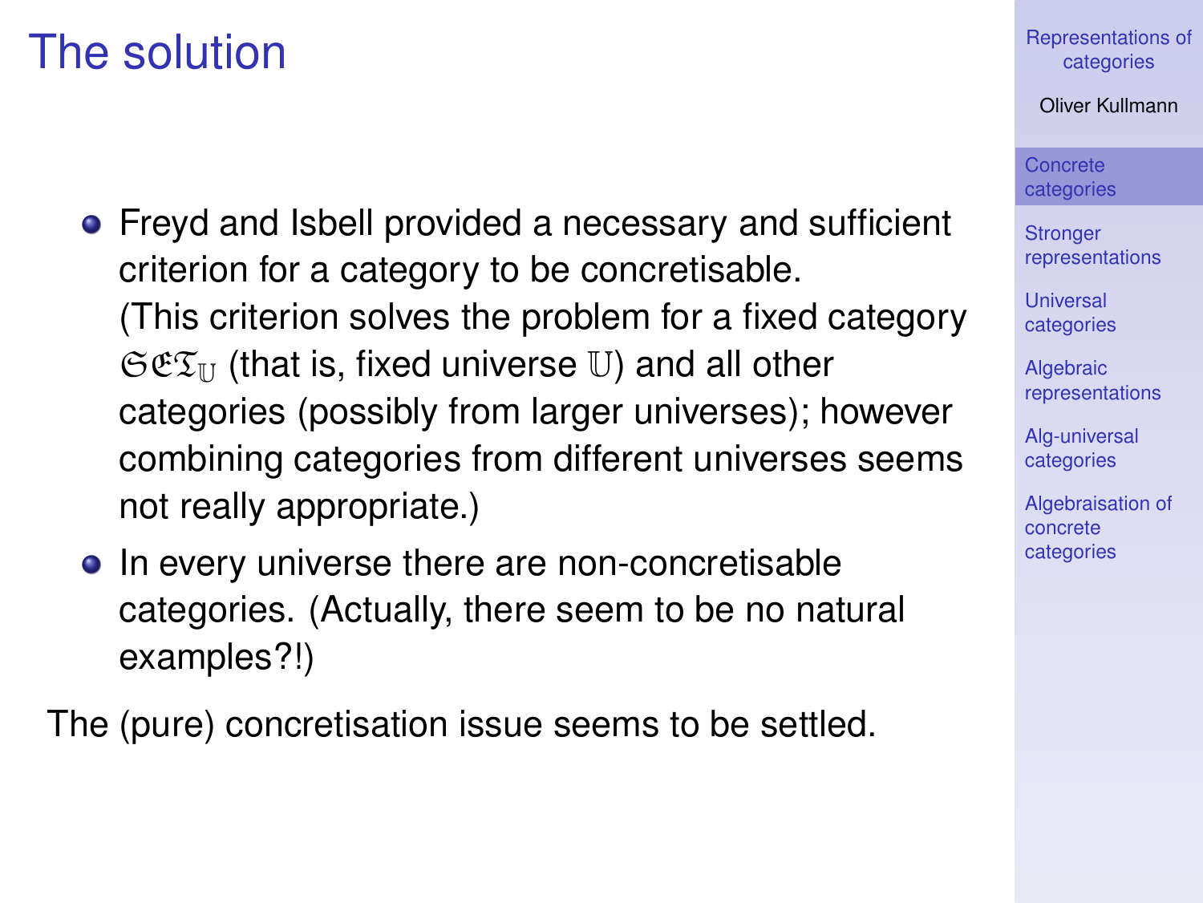# The solution

- Freyd and Isbell provided a necessary and sufficient criterion for a category to be concretisable.
  (This criterion solves the problem for a fixed category $\mathfrak{SET}_{\mathbb{U}}$ (that is, fixed universe $\mathbb{U}$) and all other categories (possibly from larger universes); however combining categories from different universes seems not really appropriate.)
- In every universe there are non-concretisable categories. (Actually, there seem to be no natural examples?!)

The (pure) concretisation issue seems to be settled.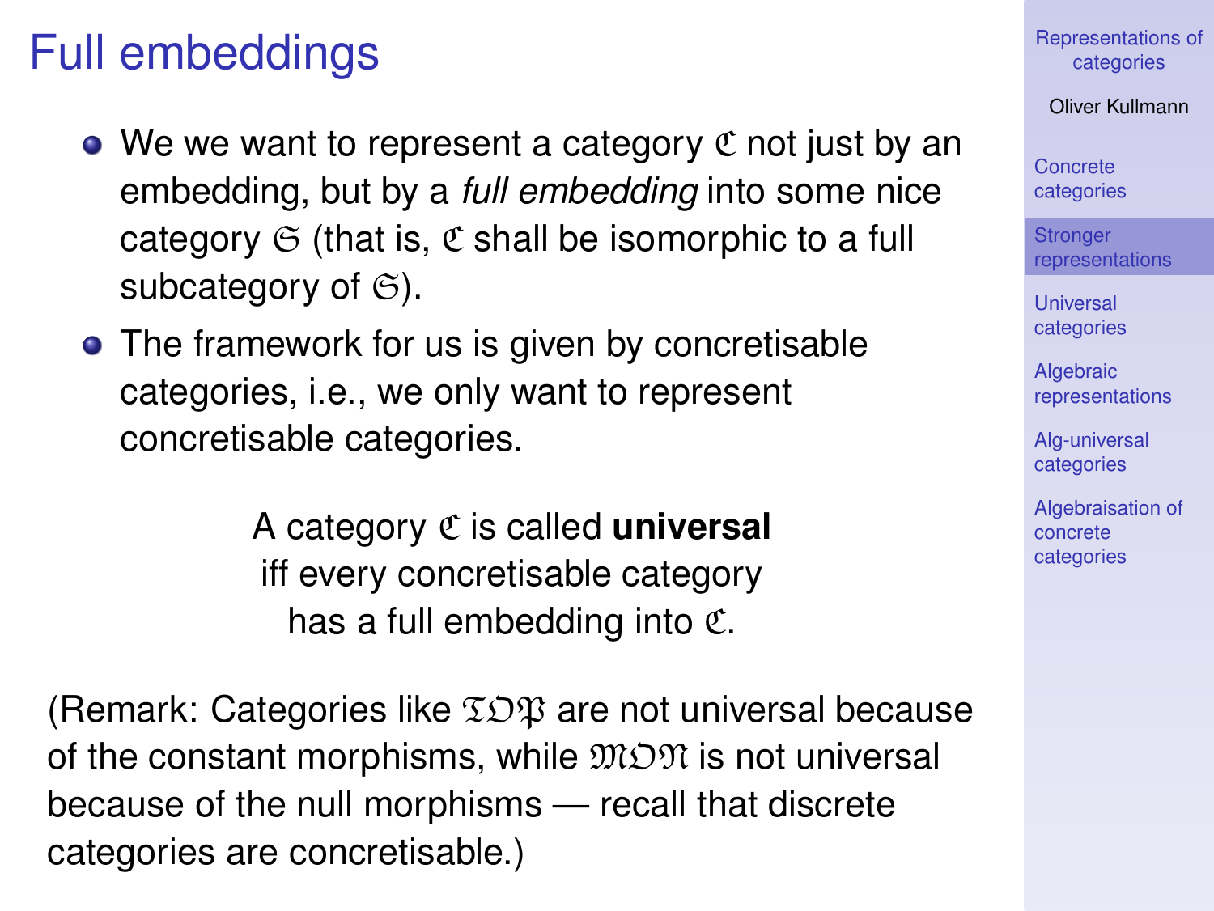# Full embeddings

- We we want to represent a category $\mathfrak{C}$ not just by an embedding, but by a *full embedding* into some nice category $\mathfrak{S}$ (that is, $\mathfrak{C}$ shall be isomorphic to a full subcategory of $\mathfrak{S}$).
- The framework for us is given by concretisable categories, i.e., we only want to represent concretisable categories.

A category $\mathfrak{C}$ is called **universal** iff every concretisable category has a full embedding into $\mathfrak{C}$.

(Remark: Categories like $\mathfrak{TOP}$ are not universal because of the constant morphisms, while $\mathfrak{MON}$ is not universal because of the null morphisms — recall that discrete categories are concretisable.)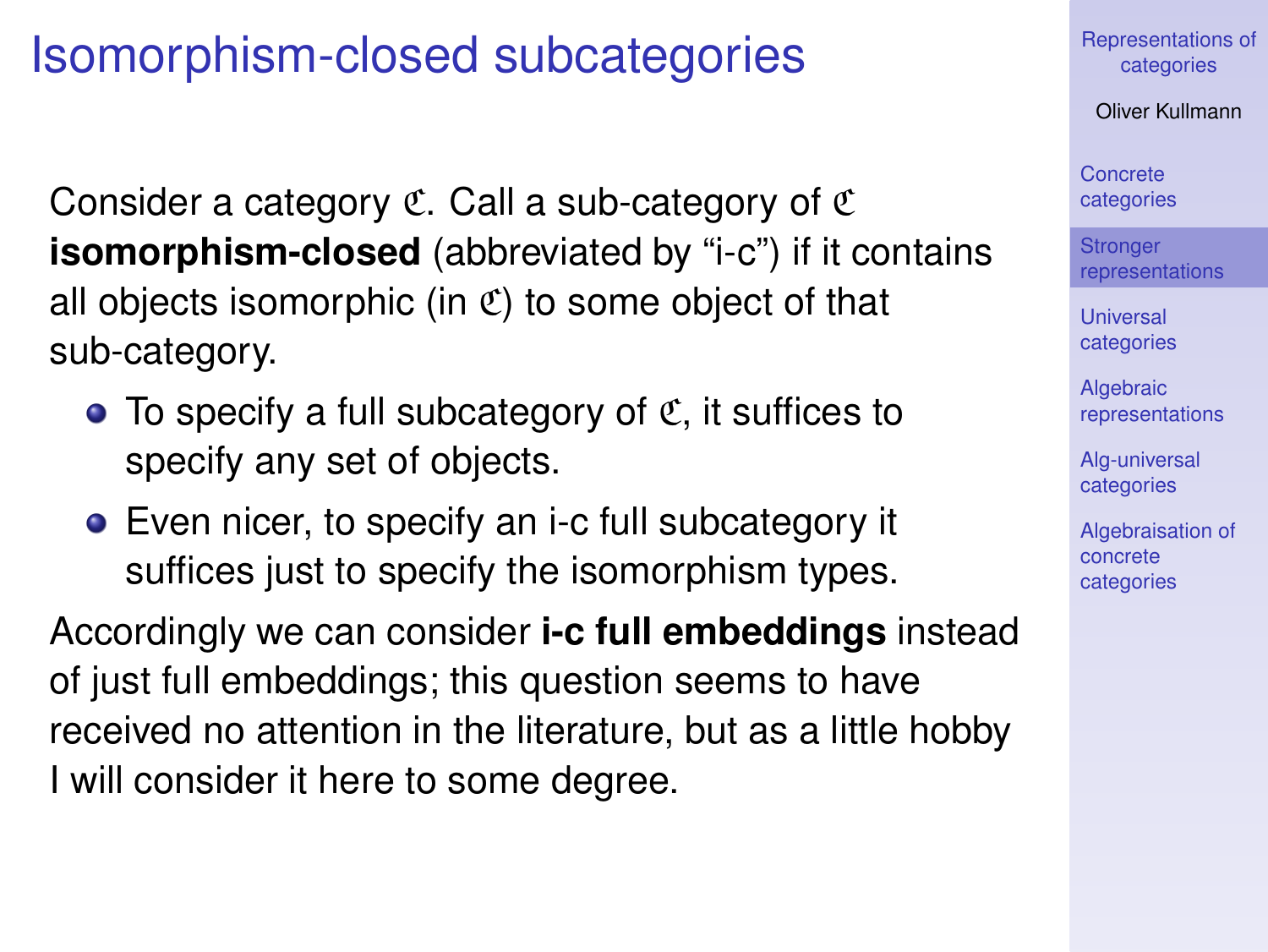# Isomorphism-closed subcategories

Consider a category $\mathfrak{C}$. Call a sub-category of $\mathfrak{C}$ **isomorphism-closed** (abbreviated by "i-c") if it contains all objects isomorphic (in $\mathfrak{C}$) to some object of that sub-category.

- To specify a full subcategory of $\mathfrak{C}$, it suffices to specify any set of objects.
- Even nicer, to specify an i-c full subcategory it suffices just to specify the isomorphism types.

Accordingly we can consider **i-c full embeddings** instead of just full embeddings; this question seems to have received no attention in the literature, but as a little hobby I will consider it here to some degree.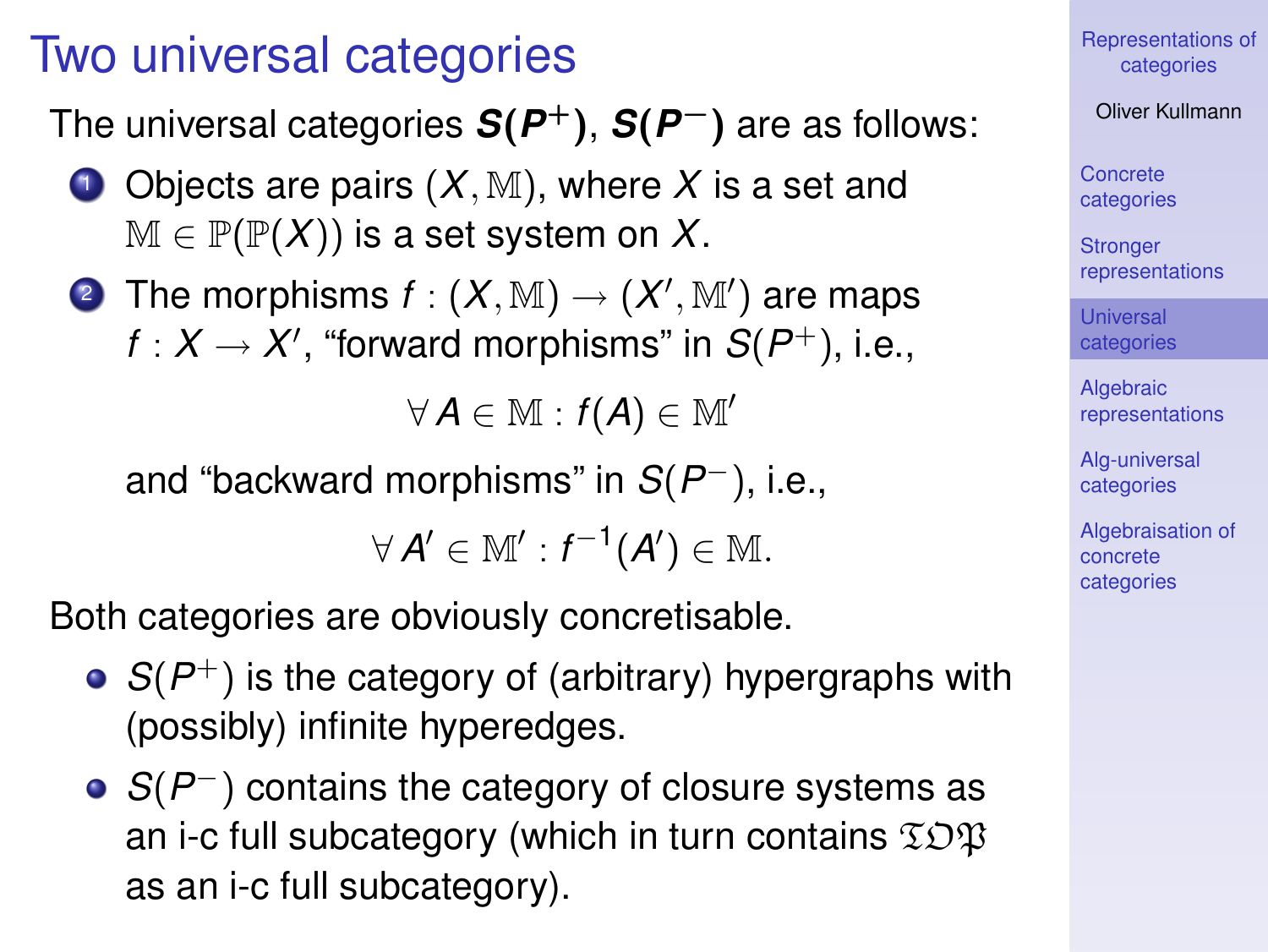# Two universal categories

The universal categories $\boldsymbol{S(P^+)}$, $\boldsymbol{S(P^-)}$ are as follows:

1. Objects are pairs $(X, \mathbb{M})$, where $X$ is a set and $\mathbb{M} \in \mathbb{P}(\mathbb{P}(X))$ is a set system on $X$.
2. The morphisms $f : (X, \mathbb{M}) \to (X', \mathbb{M}')$ are maps $f : X \to X'$, "forward morphisms" in $S(P^+)$, i.e.,

$$\forall A \in \mathbb{M} : f(A) \in \mathbb{M}'$$

   and "backward morphisms" in $S(P^-)$, i.e.,

$$\forall A' \in \mathbb{M}' : f^{-1}(A') \in \mathbb{M}.$$

Both categories are obviously concretisable.

- $S(P^+)$ is the category of (arbitrary) hypergraphs with (possibly) infinite hyperedges.
- $S(P^-)$ contains the category of closure systems as an i-c full subcategory (which in turn contains $\mathfrak{TOP}$ as an i-c full subcategory).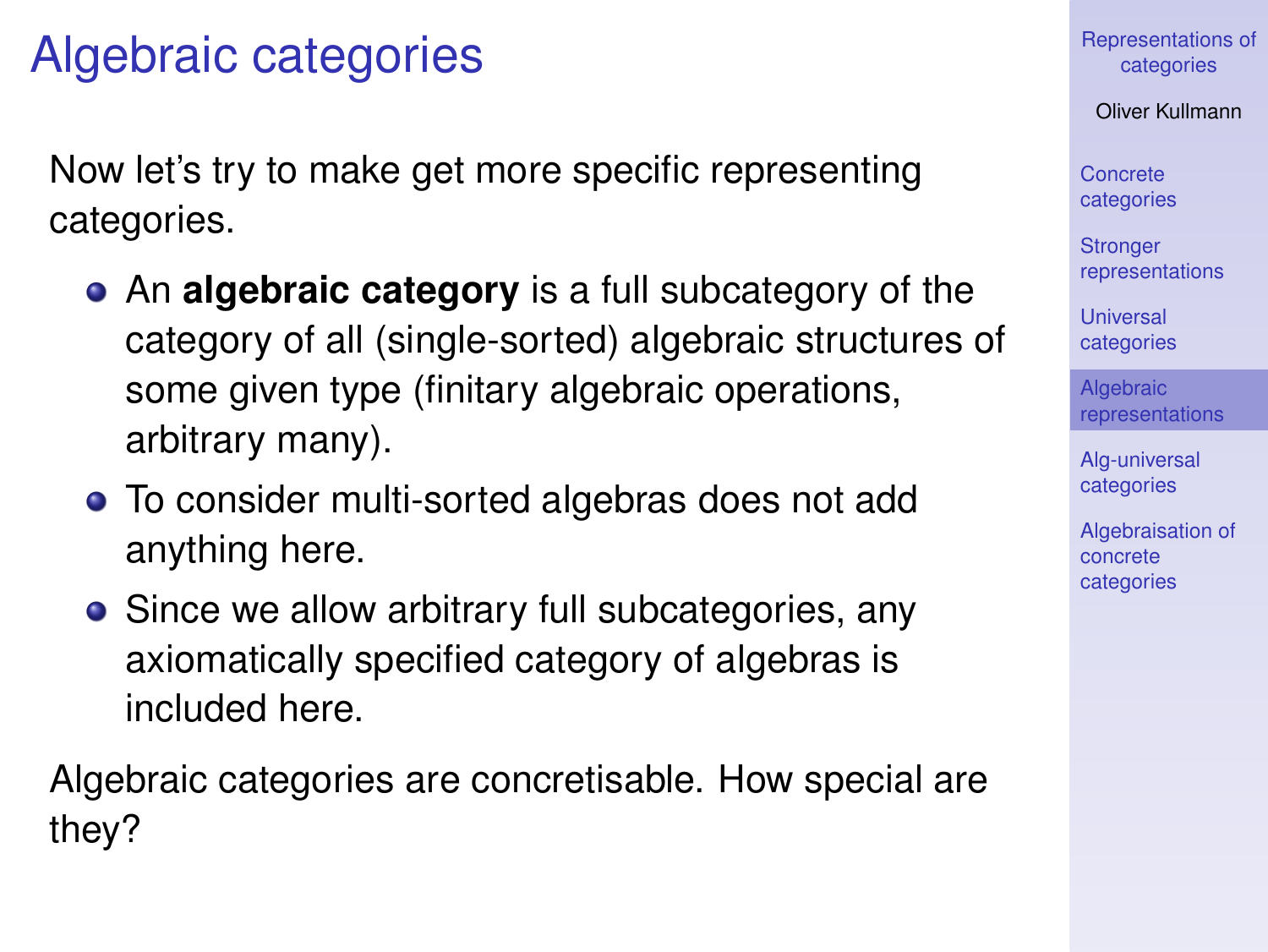# Algebraic categories

Now let's try to make get more specific representing categories.

- An **algebraic category** is a full subcategory of the category of all (single-sorted) algebraic structures of some given type (finitary algebraic operations, arbitrary many).
- To consider multi-sorted algebras does not add anything here.
- Since we allow arbitrary full subcategories, any axiomatically specified category of algebras is included here.

Algebraic categories are concretisable. How special are they?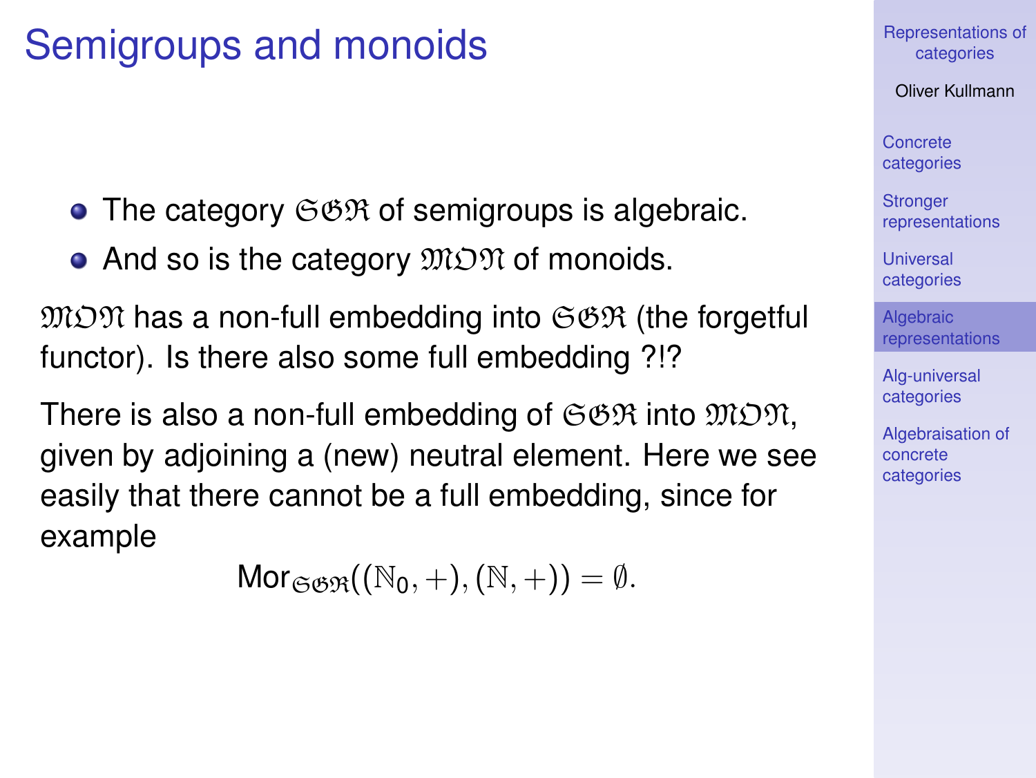# Semigroups and monoids

- The category $\mathfrak{SGR}$ of semigroups is algebraic.
- And so is the category $\mathfrak{MON}$ of monoids.

$\mathfrak{MON}$ has a non-full embedding into $\mathfrak{SGR}$ (the forgetful functor). Is there also some full embedding ?!?

There is also a non-full embedding of $\mathfrak{SGR}$ into $\mathfrak{MON}$, given by adjoining a (new) neutral element. Here we see easily that there cannot be a full embedding, since for example

$$\mathrm{Mor}_{\mathfrak{SGR}}((\mathbb{N}_0, +), (\mathbb{N}, +)) = \emptyset.$$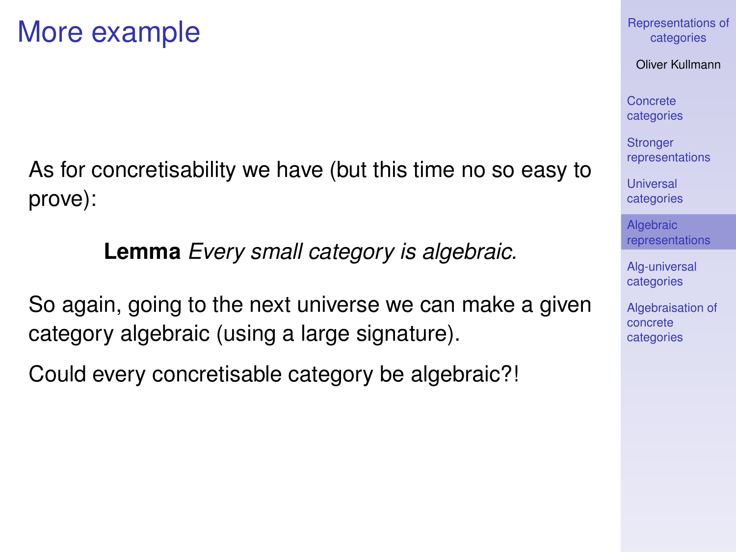# More example

As for concretisability we have (but this time no so easy to prove):

**Lemma** *Every small category is algebraic.*

So again, going to the next universe we can make a given category algebraic (using a large signature).

Could every concretisable category be algebraic?!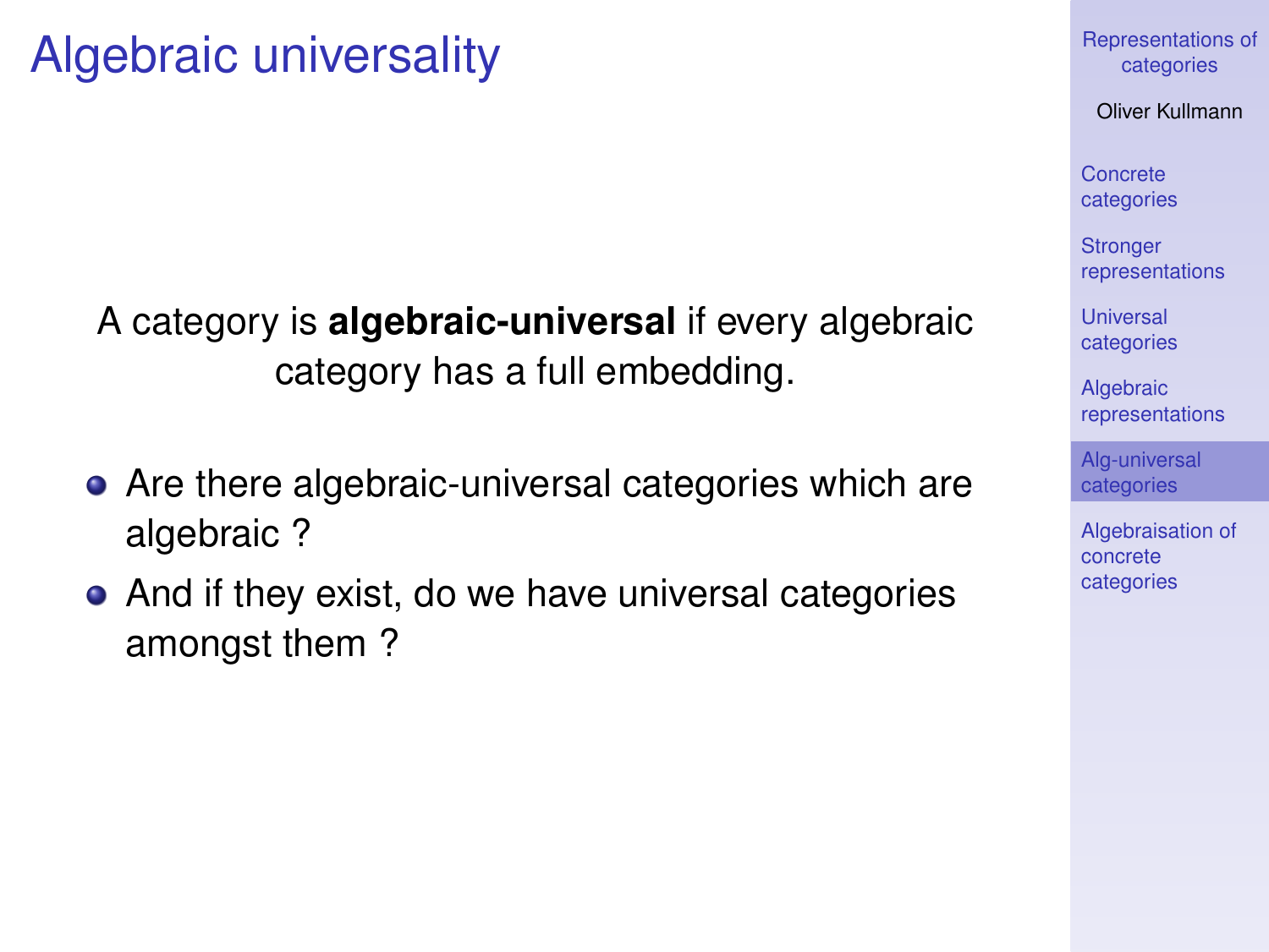# Algebraic universality

A category is **algebraic-universal** if every algebraic category has a full embedding.

- Are there algebraic-universal categories which are algebraic ?
- And if they exist, do we have universal categories amongst them ?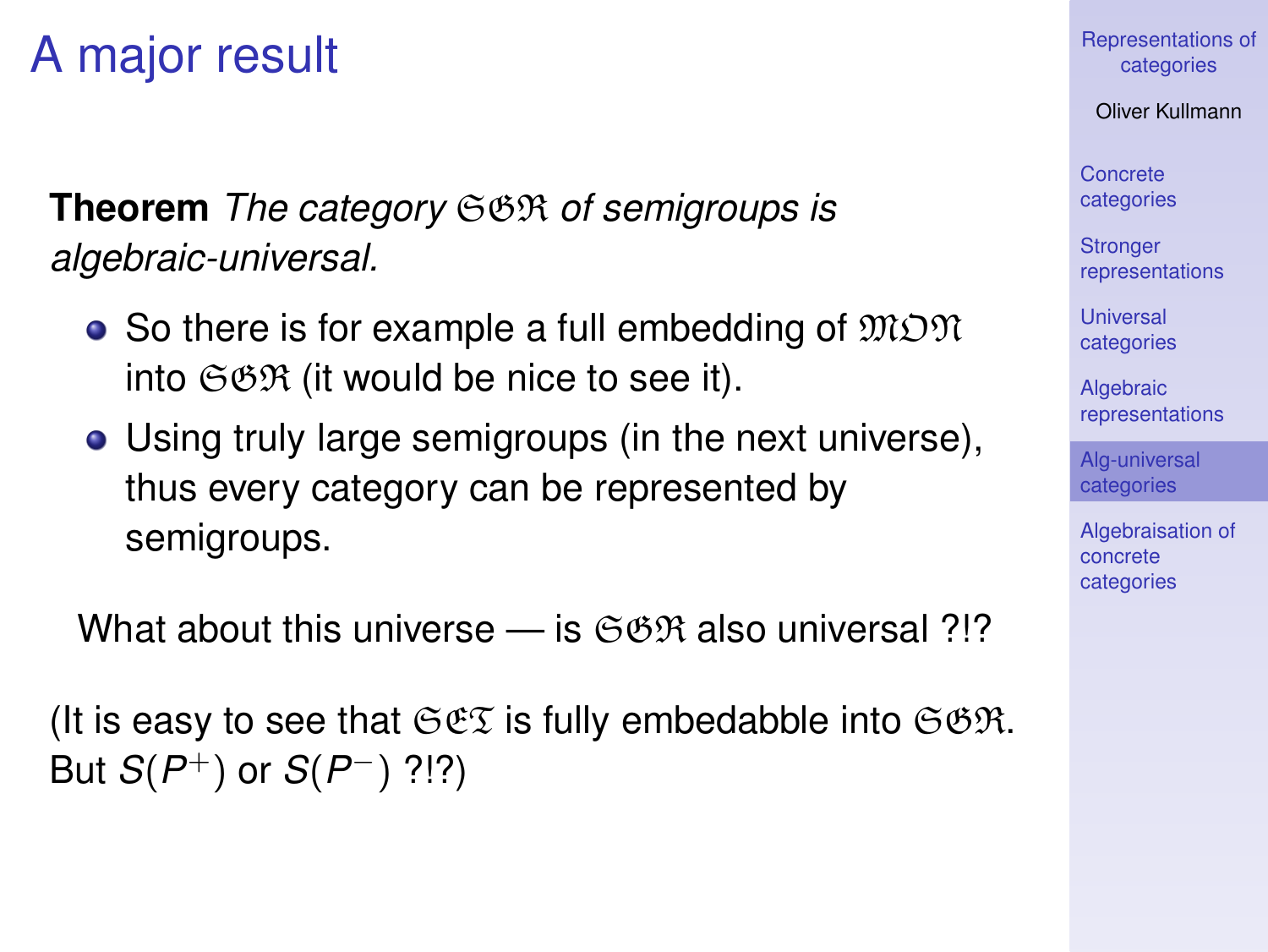# A major result

**Theorem** *The category $\mathfrak{SGR}$ of semigroups is algebraic-universal.*

- So there is for example a full embedding of $\mathfrak{MON}$ into $\mathfrak{SGR}$ (it would be nice to see it).
- Using truly large semigroups (in the next universe), thus every category can be represented by semigroups.

What about this universe — is $\mathfrak{SGR}$ also universal ?!?

(It is easy to see that $\mathfrak{SET}$ is fully embedabble into $\mathfrak{SGR}$. But $S(P^{+})$ or $S(P^{-})$ ?!?)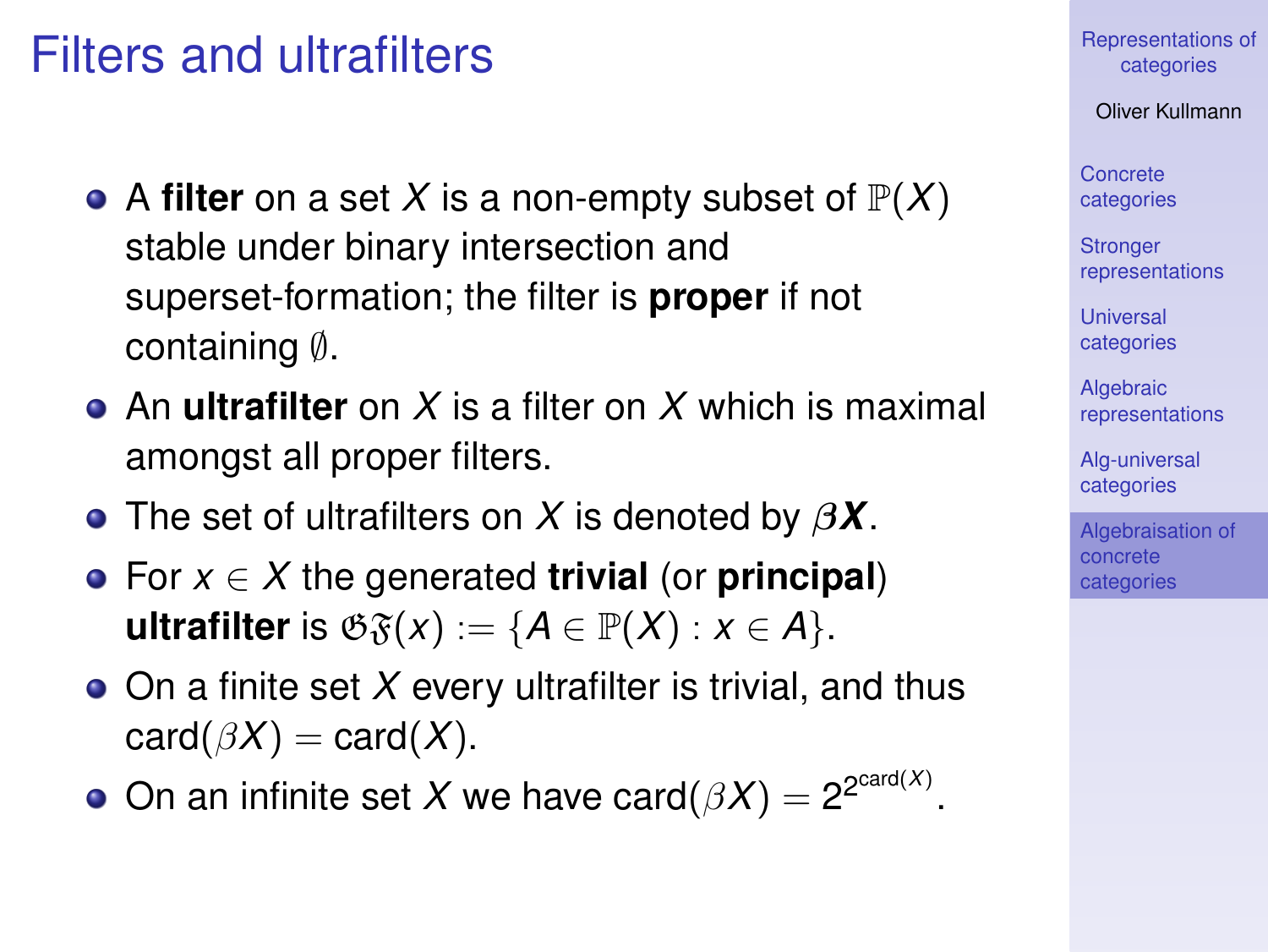# Filters and ultrafilters

- A **filter** on a set $X$ is a non-empty subset of $\mathbb{P}(X)$ stable under binary intersection and superset-formation; the filter is **proper** if not containing $\emptyset$.
- An **ultrafilter** on $X$ is a filter on $X$ which is maximal amongst all proper filters.
- The set of ultrafilters on $X$ is denoted by $\boldsymbol{\beta X}$.
- For $x \in X$ the generated **trivial** (or **principal**) **ultrafilter** is $\mathfrak{G}\mathfrak{F}(x) := \{A \in \mathbb{P}(X) : x \in A\}$.
- On a finite set $X$ every ultrafilter is trivial, and thus $\mathrm{card}(\beta X) = \mathrm{card}(X)$.
- On an infinite set $X$ we have $\mathrm{card}(\beta X) = 2^{2^{\mathrm{card}(X)}}$.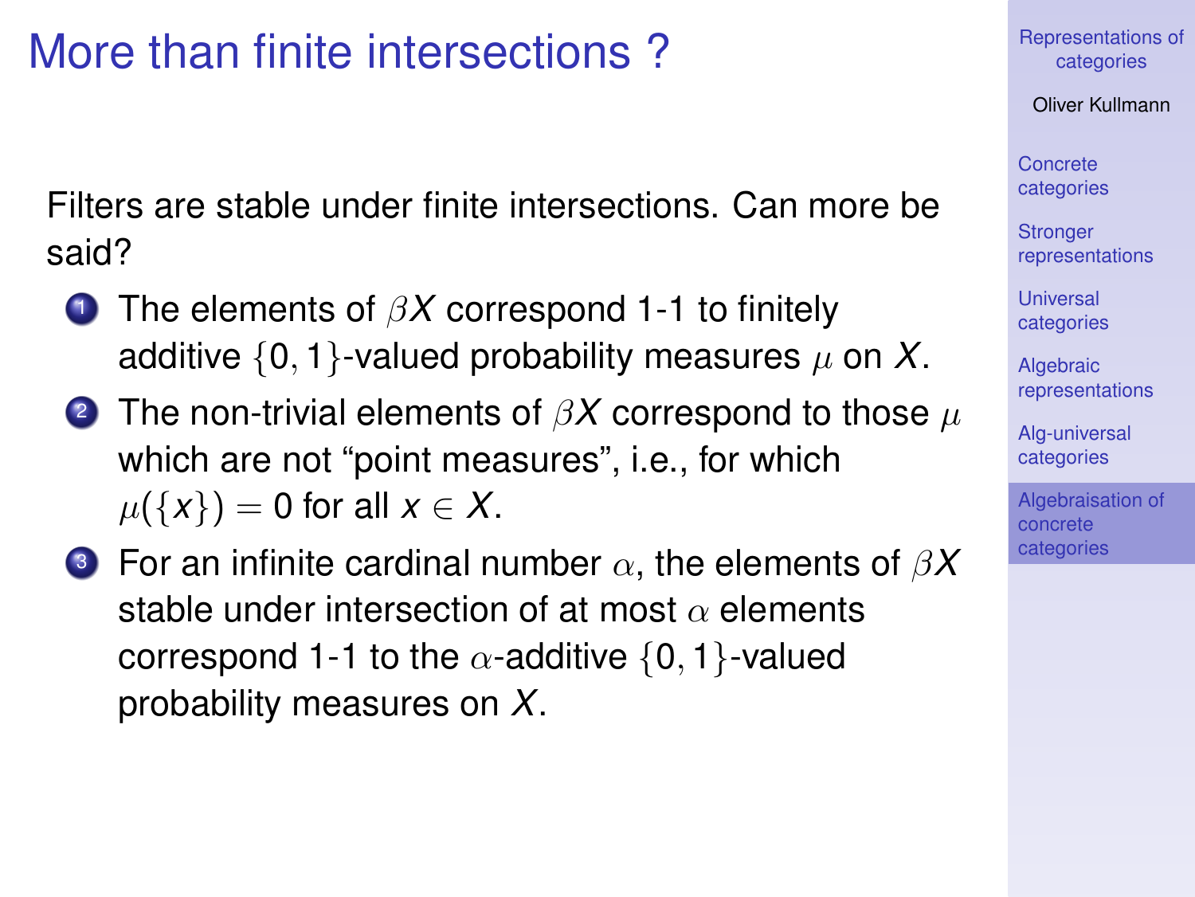# More than finite intersections ?

Filters are stable under finite intersections. Can more be said?

1. The elements of $\beta X$ correspond 1-1 to finitely additive $\{0, 1\}$-valued probability measures $\mu$ on $X$.
2. The non-trivial elements of $\beta X$ correspond to those $\mu$ which are not "point measures", i.e., for which $\mu(\{x\}) = 0$ for all $x \in X$.
3. For an infinite cardinal number $\alpha$, the elements of $\beta X$ stable under intersection of at most $\alpha$ elements correspond 1-1 to the $\alpha$-additive $\{0, 1\}$-valued probability measures on $X$.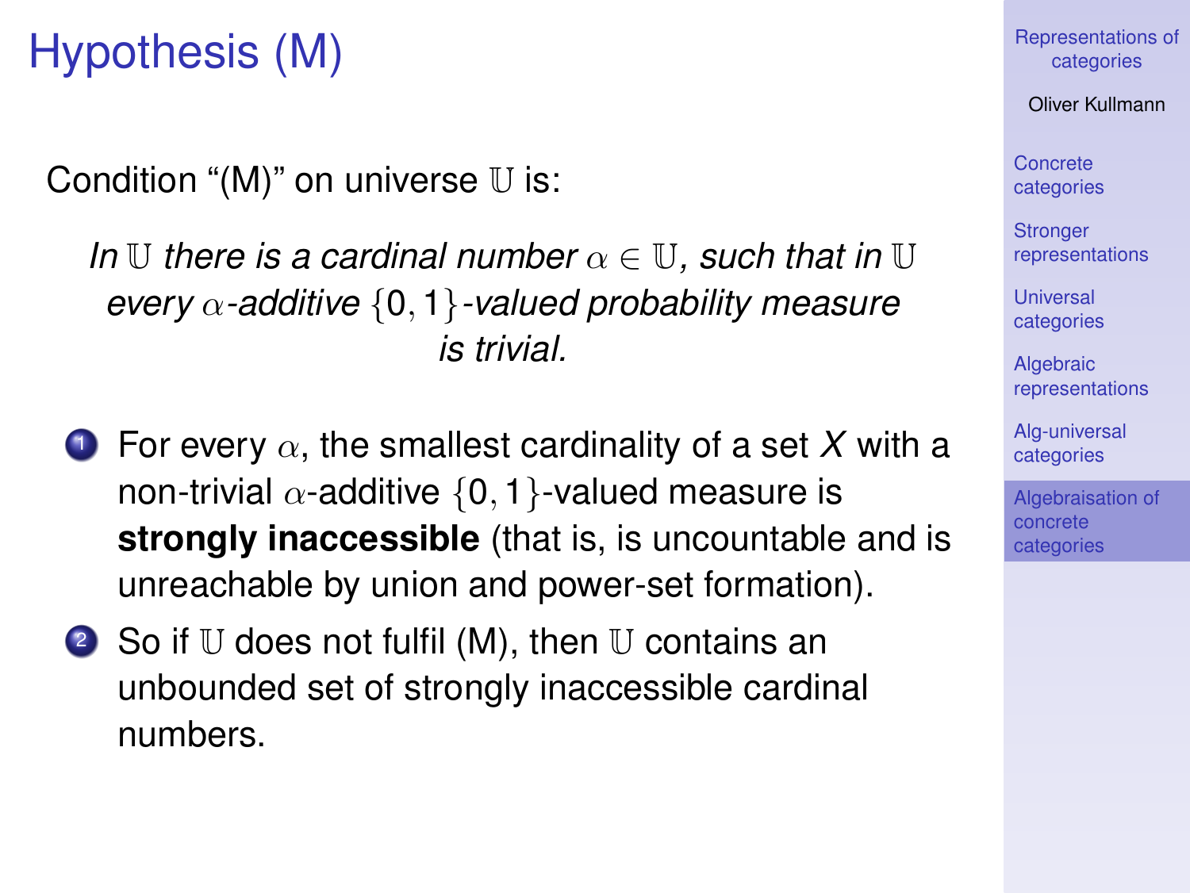# Hypothesis (M)

Condition "(M)" on universe $\mathbb{U}$ is:

*In $\mathbb{U}$ there is a cardinal number $\alpha \in \mathbb{U}$, such that in $\mathbb{U}$ every $\alpha$-additive $\{0, 1\}$-valued probability measure is trivial.*

1. For every $\alpha$, the smallest cardinality of a set *X* with a non-trivial $\alpha$-additive $\{0, 1\}$-valued measure is **strongly inaccessible** (that is, is uncountable and is unreachable by union and power-set formation).
2. So if $\mathbb{U}$ does not fulfil (M), then $\mathbb{U}$ contains an unbounded set of strongly inaccessible cardinal numbers.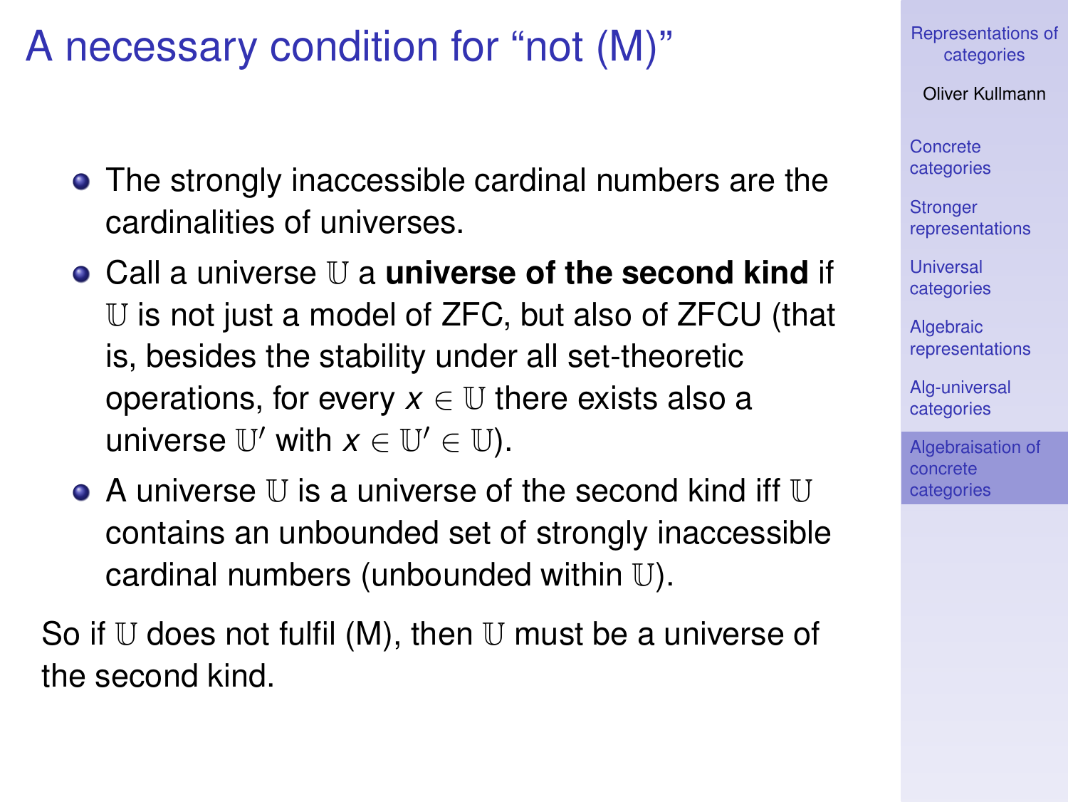# A necessary condition for “not (M)”

- The strongly inaccessible cardinal numbers are the cardinalities of universes.
- Call a universe $\mathbb{U}$ a **universe of the second kind** if $\mathbb{U}$ is not just a model of ZFC, but also of ZFCU (that is, besides the stability under all set-theoretic operations, for every $x \in \mathbb{U}$ there exists also a universe $\mathbb{U}'$ with $x \in \mathbb{U}' \in \mathbb{U}$).
- A universe $\mathbb{U}$ is a universe of the second kind iff $\mathbb{U}$ contains an unbounded set of strongly inaccessible cardinal numbers (unbounded within $\mathbb{U}$).

So if $\mathbb{U}$ does not fulfil (M), then $\mathbb{U}$ must be a universe of the second kind.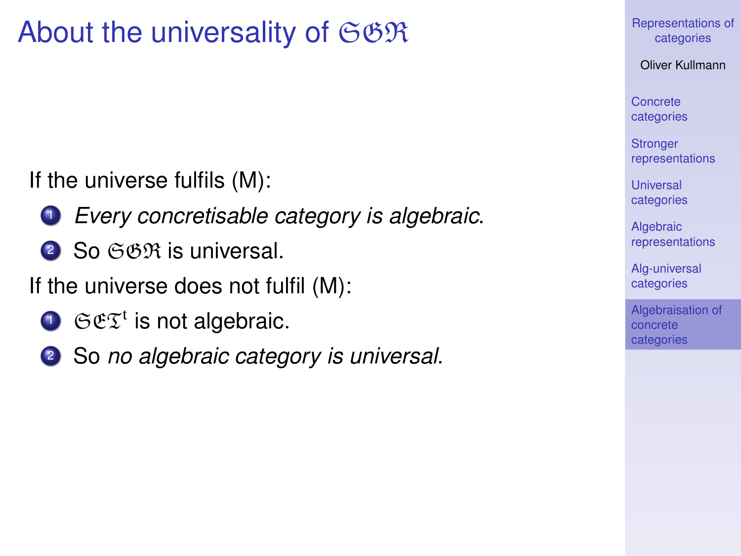# About the universality of $\mathfrak{SGR}$

If the universe fulfils (M):

1. *Every concretisable category is algebraic*.
2. So $\mathfrak{SGR}$ is universal.

If the universe does not fulfil (M):

1. $\mathfrak{SET}^{\mathrm{t}}$ is not algebraic.
2. So *no algebraic category is universal*.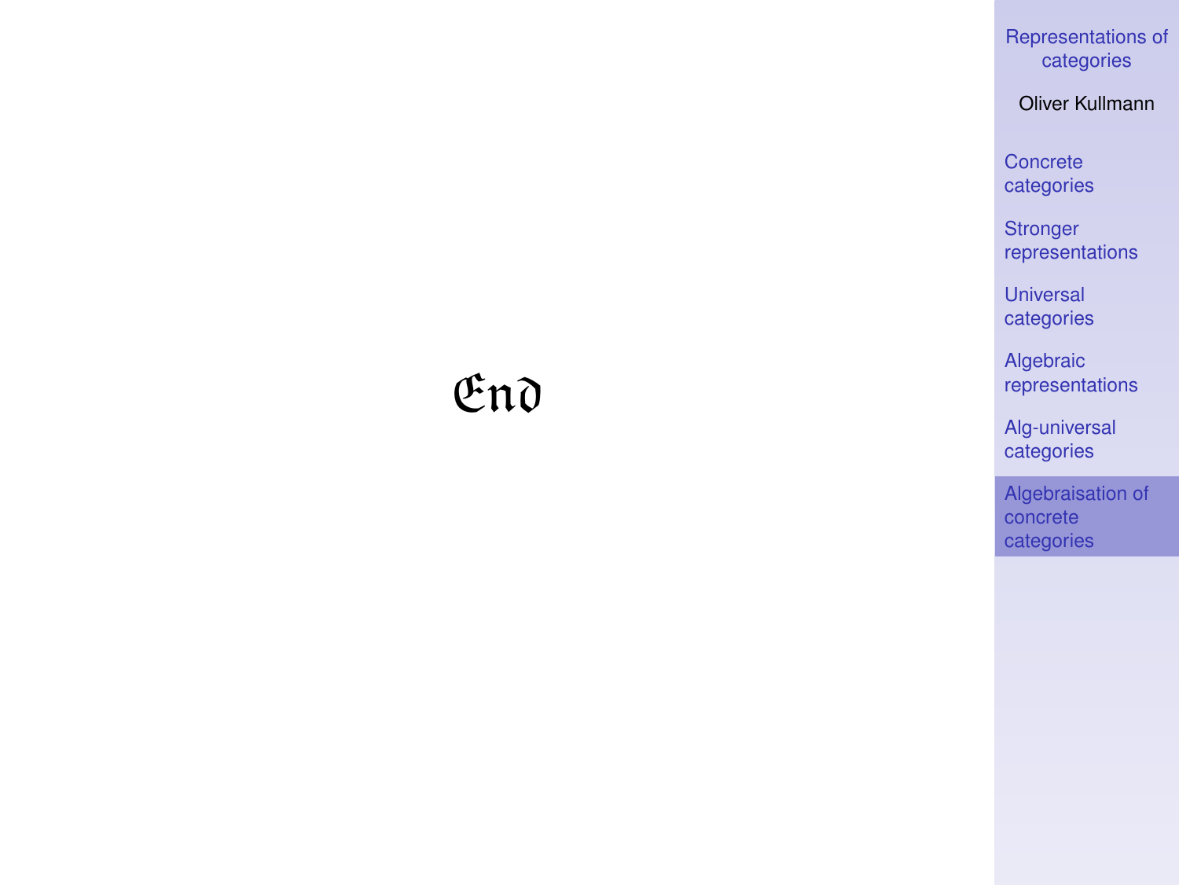End